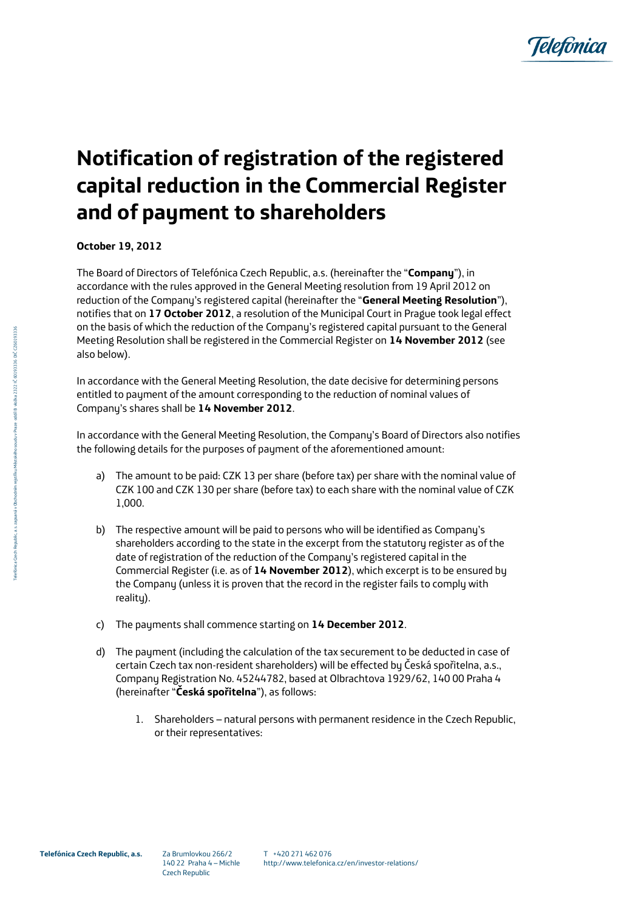# Notification of registration of the registered capital reduction in the Commercial Register and of payment to shareholders

**October 19, 2012**

The Board of Directors of Telefónica Czech Republic, a.s. (hereinafter the "**Company**"), in accordance with the rules approved in the General Meeting resolution from 19 April 2012 on reduction of the Company's registered capital (hereinafter the "**General Meeting Resolution**"), notifies that on **17 October 2012**, a resolution of the Municipal Court in Prague took legal effect on the basis of which the reduction of the Company's registered capital pursuant to the General Meeting Resolution shall be registered in the Commercial Register on **14 November 2012** (see also below).

In accordance with the General Meeting Resolution, the date decisive for determining persons entitled to payment of the amount corresponding to the reduction of nominal values of Company's shares shall be **14 November 2012**.

In accordance with the General Meeting Resolution, the Company's Board of Directors also notifies the following details for the purposes of payment of the aforementioned amount:

a) The amount to be paid: CZK 13 per share (before tax) per share with the nominal value of CZK 100 and CZK 130 per share (before tax) to each share with the nominal value of CZK 1,000.

b) The respective amount will be paid to persons who will be identified as Company's shareholders according to the state in the excerpt from the statutory register as of the date of registration of the reduction of the Company's registered capital in the Commercial Register (i.e. as of **14 November 2012**), which excerpt is to be ensured by the Company (unless it is proven that the record in the register fails to comply with reality).

c) The payments shall commence starting on **14 December 2012**.

d) The payment (including the calculation of the tax securement to be deducted in case of certain Czech tax non-resident shareholders) will be effected by Česká spořitelna, a.s., Company Registration No. 45244782, based at Olbrachtova 1929/62, 140 00 Praha 4 (hereinafter "**Česká spořitelna**"), as follows:

   1. Shareholders – natural persons with permanent residence in the Czech Republic, or their representatives: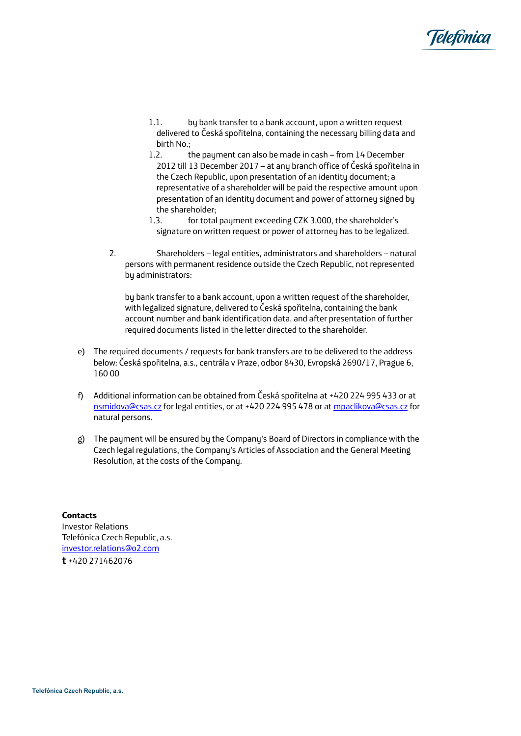1.1. by bank transfer to a bank account, upon a written request delivered to Česká spořitelna, containing the necessary billing data and birth No.;

1.2. the payment can also be made in cash – from 14 December 2012 till 13 December 2017 – at any branch office of Česká spořitelna in the Czech Republic, upon presentation of an identity document; a representative of a shareholder will be paid the respective amount upon presentation of an identity document and power of attorney signed by the shareholder;

1.3. for total payment exceeding CZK 3,000, the shareholder's signature on written request or power of attorney has to be legalized.

2. Shareholders – legal entities, administrators and shareholders – natural persons with permanent residence outside the Czech Republic, not represented by administrators:

by bank transfer to a bank account, upon a written request of the shareholder, with legalized signature, delivered to Česká spořitelna, containing the bank account number and bank identification data, and after presentation of further required documents listed in the letter directed to the shareholder.

e) The required documents / requests for bank transfers are to be delivered to the address below: Česká spořitelna, a.s., centrála v Praze, odbor 8430, Evropská 2690/17, Prague 6, 160 00

f) Additional information can be obtained from Česká spořitelna at +420 224 995 433 or at nsmidova@csas.cz for legal entities, or at +420 224 995 478 or at mpaclikova@csas.cz for natural persons.

g) The payment will be ensured by the Company's Board of Directors in compliance with the Czech legal regulations, the Company's Articles of Association and the General Meeting Resolution, at the costs of the Company.

**Contacts**
Investor Relations
Telefónica Czech Republic, a.s.
investor.relations@o2.com
**t** +420 271462076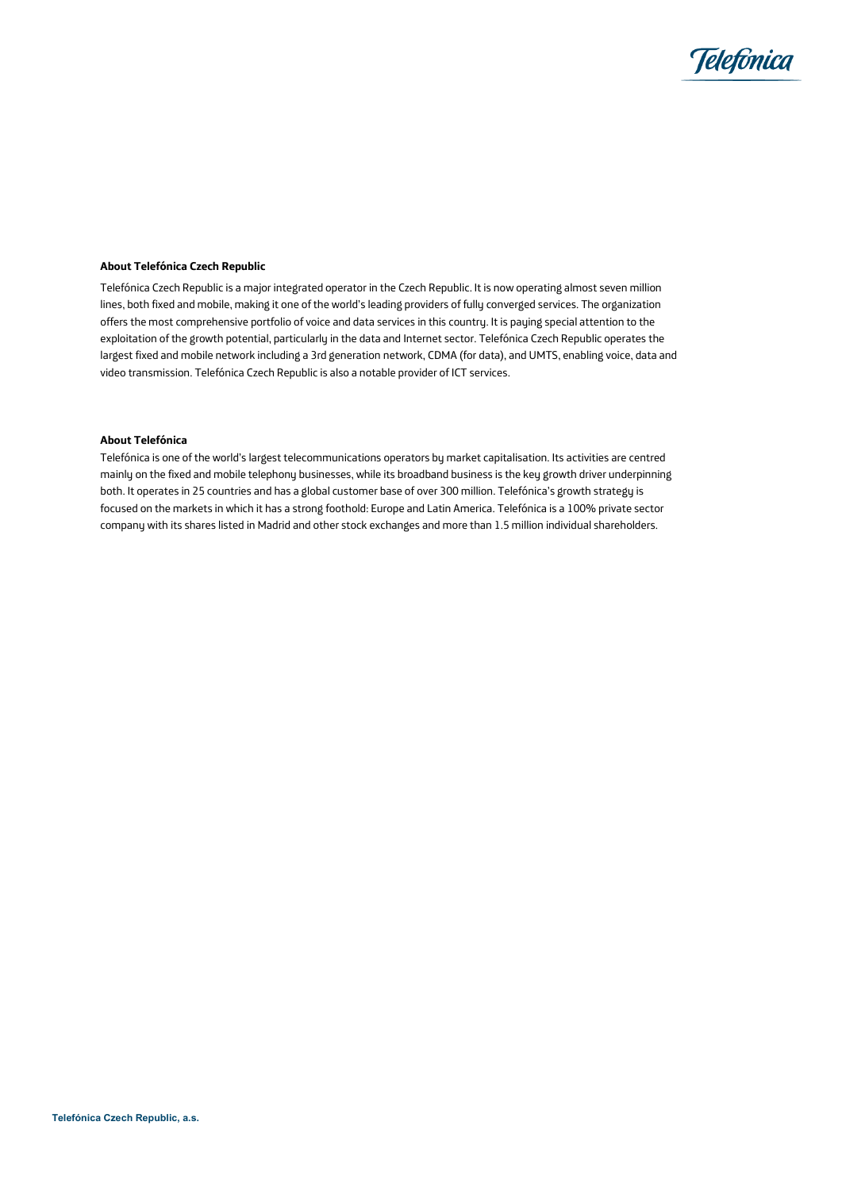**About Telefónica Czech Republic**

Telefónica Czech Republic is a major integrated operator in the Czech Republic. It is now operating almost seven million lines, both fixed and mobile, making it one of the world's leading providers of fully converged services. The organization offers the most comprehensive portfolio of voice and data services in this country. It is paying special attention to the exploitation of the growth potential, particularly in the data and Internet sector. Telefónica Czech Republic operates the largest fixed and mobile network including a 3rd generation network, CDMA (for data), and UMTS, enabling voice, data and video transmission. Telefónica Czech Republic is also a notable provider of ICT services.

**About Telefónica**

Telefónica is one of the world's largest telecommunications operators by market capitalisation. Its activities are centred mainly on the fixed and mobile telephony businesses, while its broadband business is the key growth driver underpinning both. It operates in 25 countries and has a global customer base of over 300 million. Telefónica's growth strategy is focused on the markets in which it has a strong foothold: Europe and Latin America. Telefónica is a 100% private sector company with its shares listed in Madrid and other stock exchanges and more than 1.5 million individual shareholders.